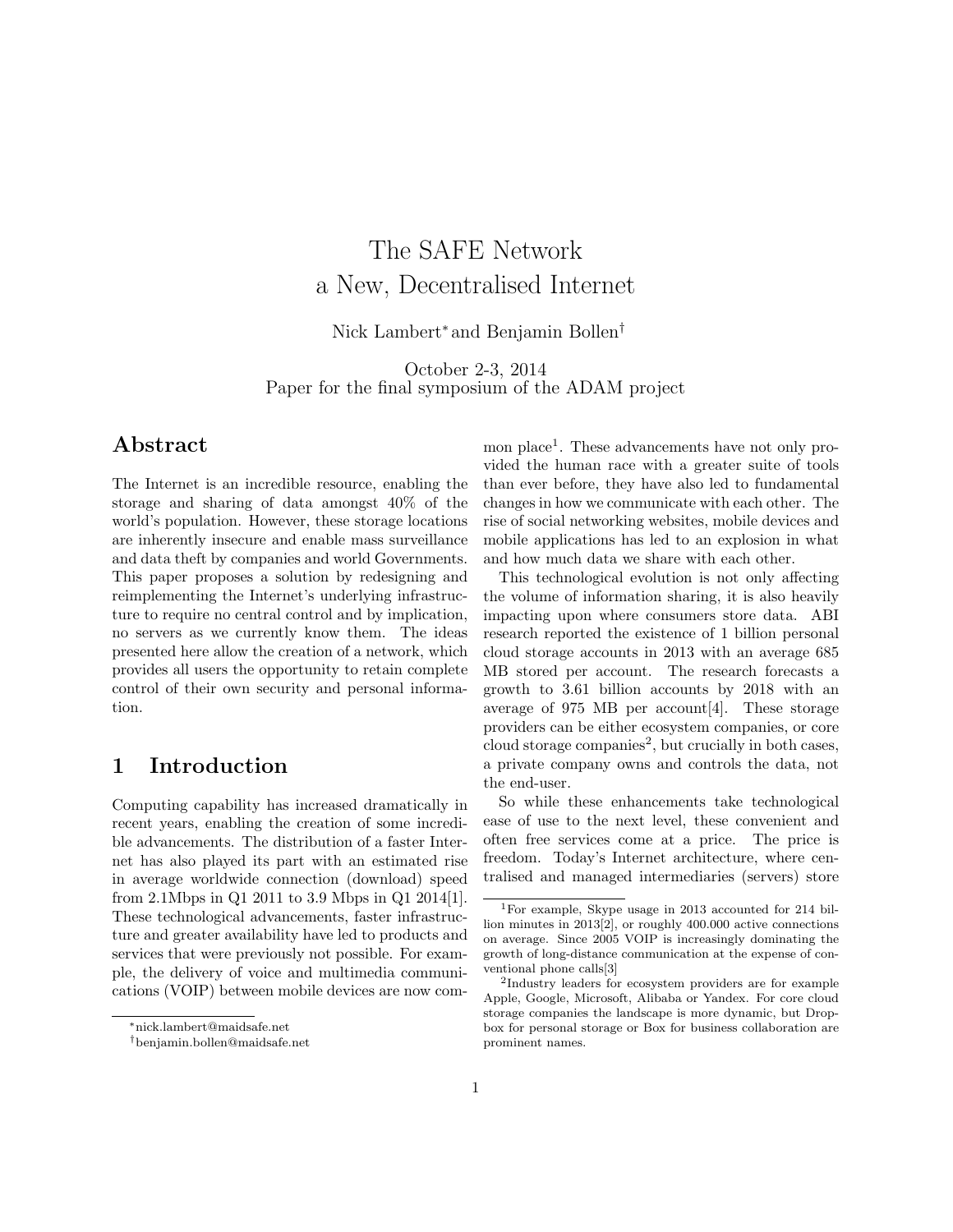# The SAFE Network
# a New, Decentralised Internet

Nick Lambert[*] and Benjamin Bollen[†]

October 2-3, 2014
Paper for the final symposium of the ADAM project

## Abstract

The Internet is an incredible resource, enabling the storage and sharing of data amongst 40% of the world's population. However, these storage locations are inherently insecure and enable mass surveillance and data theft by companies and world Governments. This paper proposes a solution by redesigning and reimplementing the Internet's underlying infrastructure to require no central control and by implication, no servers as we currently know them. The ideas presented here allow the creation of a network, which provides all users the opportunity to retain complete control of their own security and personal information.

## 1 Introduction

Computing capability has increased dramatically in recent years, enabling the creation of some incredible advancements. The distribution of a faster Internet has also played its part with an estimated rise in average worldwide connection (download) speed from 2.1Mbps in Q1 2011 to 3.9 Mbps in Q1 2014[1]. These technological advancements, faster infrastructure and greater availability have led to products and services that were previously not possible. For example, the delivery of voice and multimedia communications (VOIP) between mobile devices are now common place[1]. These advancements have not only provided the human race with a greater suite of tools than ever before, they have also led to fundamental changes in how we communicate with each other. The rise of social networking websites, mobile devices and mobile applications has led to an explosion in what and how much data we share with each other.

This technological evolution is not only affecting the volume of information sharing, it is also heavily impacting upon where consumers store data. ABI research reported the existence of 1 billion personal cloud storage accounts in 2013 with an average 685 MB stored per account. The research forecasts a growth to 3.61 billion accounts by 2018 with an average of 975 MB per account[4]. These storage providers can be either ecosystem companies, or core cloud storage companies[2], but crucially in both cases, a private company owns and controls the data, not the end-user.

So while these enhancements take technological ease of use to the next level, these convenient and often free services come at a price. The price is freedom. Today's Internet architecture, where centralised and managed intermediaries (servers) store

[*] nick.lambert@maidsafe.net

[†] benjamin.bollen@maidsafe.net

[1] For example, Skype usage in 2013 accounted for 214 billion minutes in 2013[2], or roughly 400.000 active connections on average. Since 2005 VOIP is increasingly dominating the growth of long-distance communication at the expense of conventional phone calls[3]

[2] Industry leaders for ecosystem providers are for example Apple, Google, Microsoft, Alibaba or Yandex. For core cloud storage companies the landscape is more dynamic, but Dropbox for personal storage or Box for business collaboration are prominent names.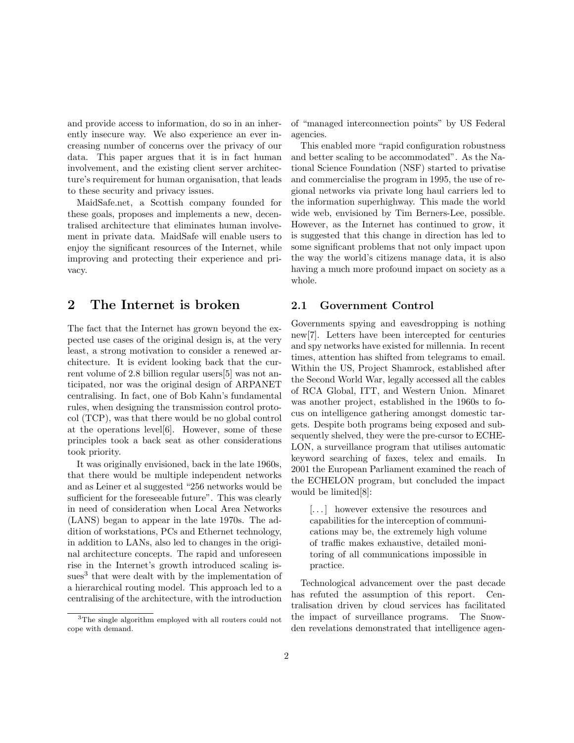and provide access to information, do so in an inherently insecure way. We also experience an ever increasing number of concerns over the privacy of our data. This paper argues that it is in fact human involvement, and the existing client server architecture's requirement for human organisation, that leads to these security and privacy issues.

MaidSafe.net, a Scottish company founded for these goals, proposes and implements a new, decentralised architecture that eliminates human involvement in private data. MaidSafe will enable users to enjoy the significant resources of the Internet, while improving and protecting their experience and privacy.

## 2 The Internet is broken

The fact that the Internet has grown beyond the expected use cases of the original design is, at the very least, a strong motivation to consider a renewed architecture. It is evident looking back that the current volume of 2.8 billion regular users[5] was not anticipated, nor was the original design of ARPANET centralising. In fact, one of Bob Kahn's fundamental rules, when designing the transmission control protocol (TCP), was that there would be no global control at the operations level[6]. However, some of these principles took a back seat as other considerations took priority.

It was originally envisioned, back in the late 1960s, that there would be multiple independent networks and as Leiner et al suggested "256 networks would be sufficient for the foreseeable future". This was clearly in need of consideration when Local Area Networks (LANS) began to appear in the late 1970s. The addition of workstations, PCs and Ethernet technology, in addition to LANs, also led to changes in the original architecture concepts. The rapid and unforeseen rise in the Internet's growth introduced scaling issues[3] that were dealt with by the implementation of a hierarchical routing model. This approach led to a centralising of the architecture, with the introduction of "managed interconnection points" by US Federal agencies.

[3] The single algorithm employed with all routers could not cope with demand.

This enabled more "rapid configuration robustness and better scaling to be accommodated". As the National Science Foundation (NSF) started to privatise and commercialise the program in 1995, the use of regional networks via private long haul carriers led to the information superhighway. This made the world wide web, envisioned by Tim Berners-Lee, possible. However, as the Internet has continued to grow, it is suggested that this change in direction has led to some significant problems that not only impact upon the way the world's citizens manage data, it is also having a much more profound impact on society as a whole.

### 2.1 Government Control

Governments spying and eavesdropping is nothing new[7]. Letters have been intercepted for centuries and spy networks have existed for millennia. In recent times, attention has shifted from telegrams to email. Within the US, Project Shamrock, established after the Second World War, legally accessed all the cables of RCA Global, ITT, and Western Union. Minaret was another project, established in the 1960s to focus on intelligence gathering amongst domestic targets. Despite both programs being exposed and subsequently shelved, they were the pre-cursor to ECHELON, a surveillance program that utilises automatic keyword searching of faxes, telex and emails. In 2001 the European Parliament examined the reach of the ECHELON program, but concluded the impact would be limited[8]:

> [...] however extensive the resources and capabilities for the interception of communications may be, the extremely high volume of traffic makes exhaustive, detailed monitoring of all communications impossible in practice.

Technological advancement over the past decade has refuted the assumption of this report. Centralisation driven by cloud services has facilitated the impact of surveillance programs. The Snowden revelations demonstrated that intelligence agen-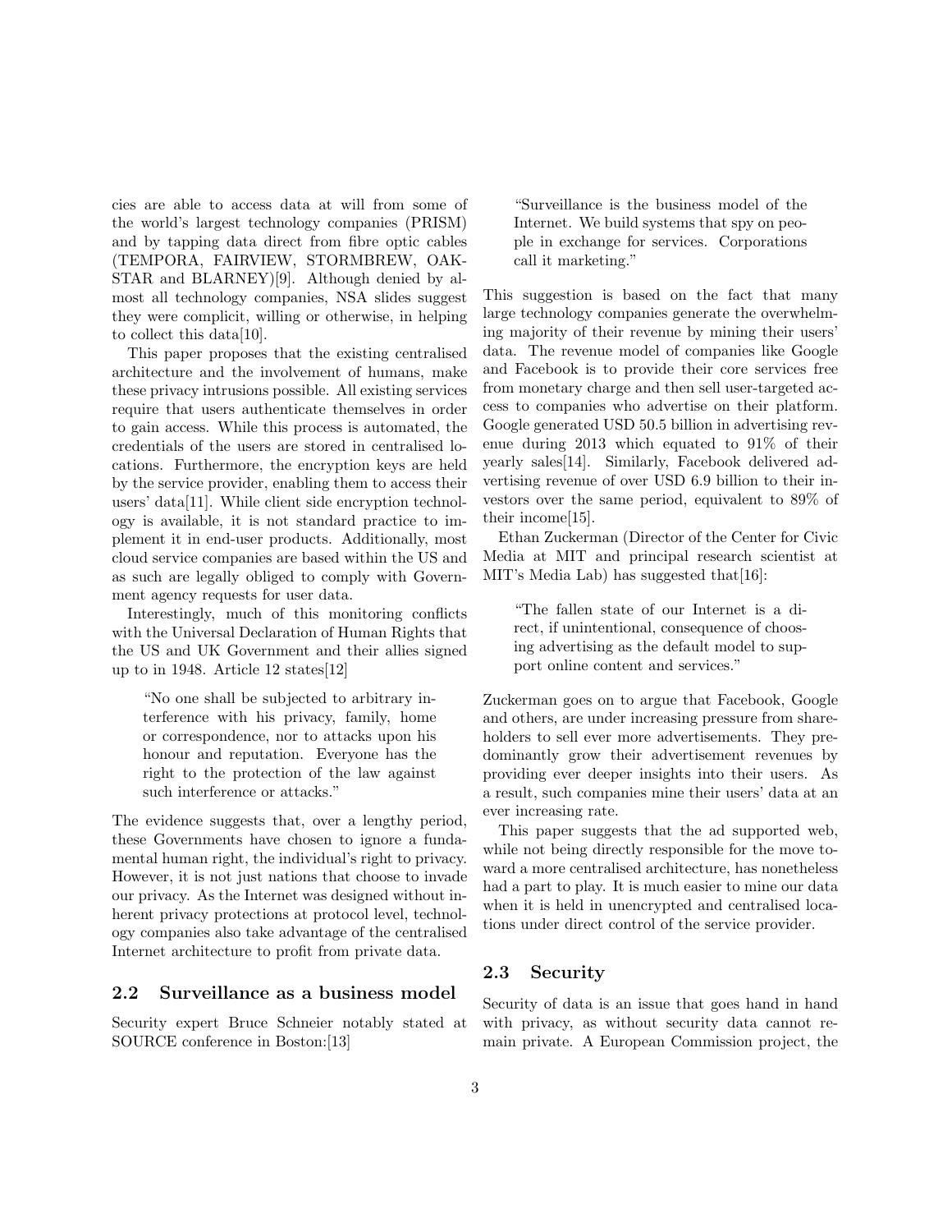cies are able to access data at will from some of the world's largest technology companies (PRISM) and by tapping data direct from fibre optic cables (TEMPORA, FAIRVIEW, STORMBREW, OAKSTAR and BLARNEY)[9]. Although denied by almost all technology companies, NSA slides suggest they were complicit, willing or otherwise, in helping to collect this data[10].

This paper proposes that the existing centralised architecture and the involvement of humans, make these privacy intrusions possible. All existing services require that users authenticate themselves in order to gain access. While this process is automated, the credentials of the users are stored in centralised locations. Furthermore, the encryption keys are held by the service provider, enabling them to access their users' data[11]. While client side encryption technology is available, it is not standard practice to implement it in end-user products. Additionally, most cloud service companies are based within the US and as such are legally obliged to comply with Government agency requests for user data.

Interestingly, much of this monitoring conflicts with the Universal Declaration of Human Rights that the US and UK Government and their allies signed up to in 1948. Article 12 states[12]

> "No one shall be subjected to arbitrary interference with his privacy, family, home or correspondence, nor to attacks upon his honour and reputation. Everyone has the right to the protection of the law against such interference or attacks."

The evidence suggests that, over a lengthy period, these Governments have chosen to ignore a fundamental human right, the individual's right to privacy. However, it is not just nations that choose to invade our privacy. As the Internet was designed without inherent privacy protections at protocol level, technology companies also take advantage of the centralised Internet architecture to profit from private data.

## 2.2 Surveillance as a business model

Security expert Bruce Schneier notably stated at SOURCE conference in Boston:[13]

> "Surveillance is the business model of the Internet. We build systems that spy on people in exchange for services. Corporations call it marketing."

This suggestion is based on the fact that many large technology companies generate the overwhelming majority of their revenue by mining their users' data. The revenue model of companies like Google and Facebook is to provide their core services free from monetary charge and then sell user-targeted access to companies who advertise on their platform. Google generated USD 50.5 billion in advertising revenue during 2013 which equated to 91% of their yearly sales[14]. Similarly, Facebook delivered advertising revenue of over USD 6.9 billion to their investors over the same period, equivalent to 89% of their income[15].

Ethan Zuckerman (Director of the Center for Civic Media at MIT and principal research scientist at MIT's Media Lab) has suggested that[16]:

> "The fallen state of our Internet is a direct, if unintentional, consequence of choosing advertising as the default model to support online content and services."

Zuckerman goes on to argue that Facebook, Google and others, are under increasing pressure from shareholders to sell ever more advertisements. They predominantly grow their advertisement revenues by providing ever deeper insights into their users. As a result, such companies mine their users' data at an ever increasing rate.

This paper suggests that the ad supported web, while not being directly responsible for the move toward a more centralised architecture, has nonetheless had a part to play. It is much easier to mine our data when it is held in unencrypted and centralised locations under direct control of the service provider.

## 2.3 Security

Security of data is an issue that goes hand in hand with privacy, as without security data cannot remain private. A European Commission project, the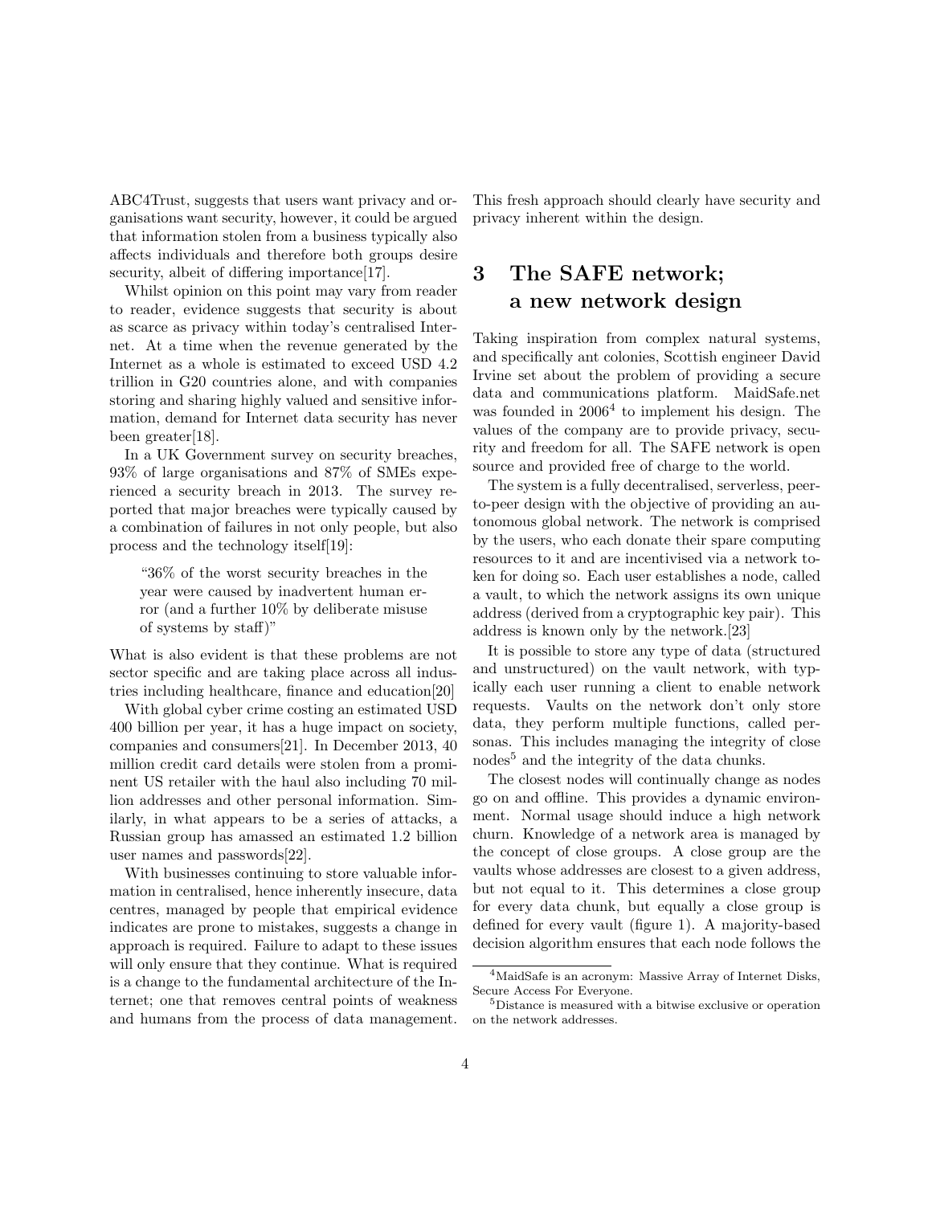ABC4Trust, suggests that users want privacy and organisations want security, however, it could be argued that information stolen from a business typically also affects individuals and therefore both groups desire security, albeit of differing importance[17].

Whilst opinion on this point may vary from reader to reader, evidence suggests that security is about as scarce as privacy within today's centralised Internet. At a time when the revenue generated by the Internet as a whole is estimated to exceed USD 4.2 trillion in G20 countries alone, and with companies storing and sharing highly valued and sensitive information, demand for Internet data security has never been greater[18].

In a UK Government survey on security breaches, 93% of large organisations and 87% of SMEs experienced a security breach in 2013. The survey reported that major breaches were typically caused by a combination of failures in not only people, but also process and the technology itself[19]:

> "36% of the worst security breaches in the year were caused by inadvertent human error (and a further 10% by deliberate misuse of systems by staff)"

What is also evident is that these problems are not sector specific and are taking place across all industries including healthcare, finance and education[20]

With global cyber crime costing an estimated USD 400 billion per year, it has a huge impact on society, companies and consumers[21]. In December 2013, 40 million credit card details were stolen from a prominent US retailer with the haul also including 70 million addresses and other personal information. Similarly, in what appears to be a series of attacks, a Russian group has amassed an estimated 1.2 billion user names and passwords[22].

With businesses continuing to store valuable information in centralised, hence inherently insecure, data centres, managed by people that empirical evidence indicates are prone to mistakes, suggests a change in approach is required. Failure to adapt to these issues will only ensure that they continue. What is required is a change to the fundamental architecture of the Internet; one that removes central points of weakness and humans from the process of data management. This fresh approach should clearly have security and privacy inherent within the design.

# 3 The SAFE network; a new network design

Taking inspiration from complex natural systems, and specifically ant colonies, Scottish engineer David Irvine set about the problem of providing a secure data and communications platform. MaidSafe.net was founded in 2006[4] to implement his design. The values of the company are to provide privacy, security and freedom for all. The SAFE network is open source and provided free of charge to the world.

The system is a fully decentralised, serverless, peer-to-peer design with the objective of providing an autonomous global network. The network is comprised by the users, who each donate their spare computing resources to it and are incentivised via a network token for doing so. Each user establishes a node, called a vault, to which the network assigns its own unique address (derived from a cryptographic key pair). This address is known only by the network.[23]

It is possible to store any type of data (structured and unstructured) on the vault network, with typically each user running a client to enable network requests. Vaults on the network don't only store data, they perform multiple functions, called personas. This includes managing the integrity of close nodes[5] and the integrity of the data chunks.

The closest nodes will continually change as nodes go on and offline. This provides a dynamic environment. Normal usage should induce a high network churn. Knowledge of a network area is managed by the concept of close groups. A close group are the vaults whose addresses are closest to a given address, but not equal to it. This determines a close group for every data chunk, but equally a close group is defined for every vault (figure 1). A majority-based decision algorithm ensures that each node follows the

[4] MaidSafe is an acronym: Massive Array of Internet Disks, Secure Access For Everyone.

[5] Distance is measured with a bitwise exclusive or operation on the network addresses.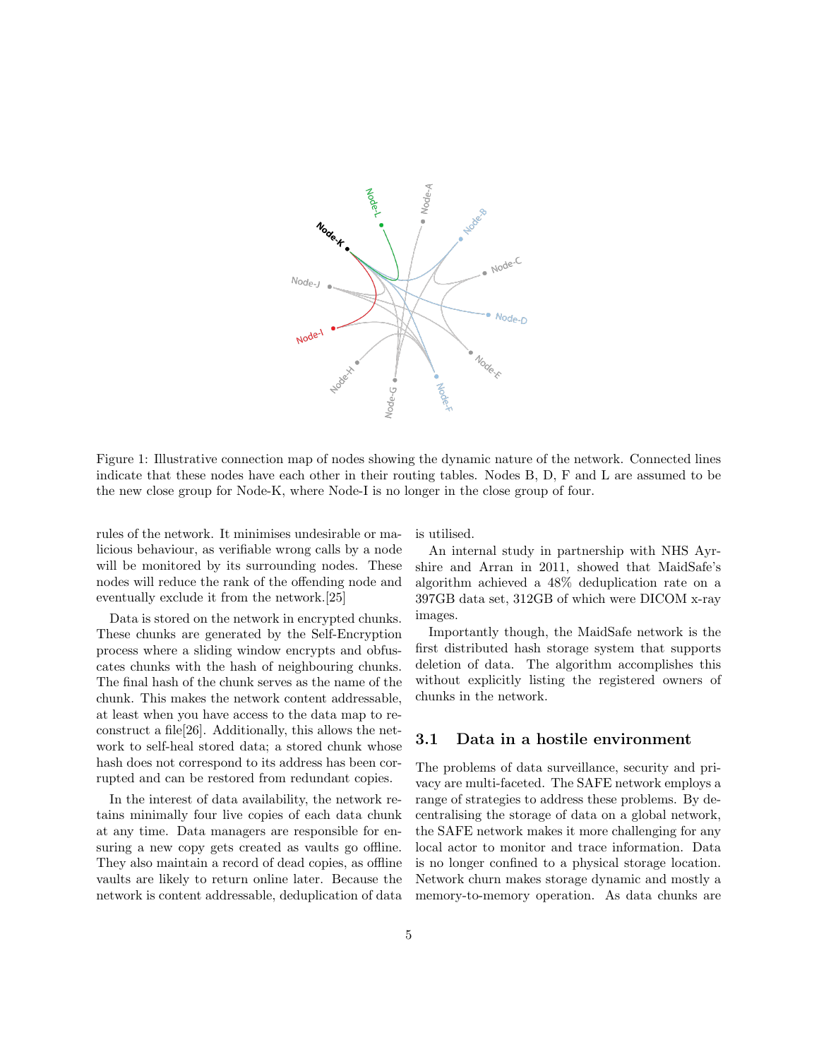Figure 1: Illustrative connection map of nodes showing the dynamic nature of the network. Connected lines indicate that these nodes have each other in their routing tables. Nodes B, D, F and L are assumed to be the new close group for Node-K, where Node-I is no longer in the close group of four.

rules of the network. It minimises undesirable or malicious behaviour, as verifiable wrong calls by a node will be monitored by its surrounding nodes. These nodes will reduce the rank of the offending node and eventually exclude it from the network.[25]

Data is stored on the network in encrypted chunks. These chunks are generated by the Self-Encryption process where a sliding window encrypts and obfuscates chunks with the hash of neighbouring chunks. The final hash of the chunk serves as the name of the chunk. This makes the network content addressable, at least when you have access to the data map to reconstruct a file[26]. Additionally, this allows the network to self-heal stored data; a stored chunk whose hash does not correspond to its address has been corrupted and can be restored from redundant copies.

In the interest of data availability, the network retains minimally four live copies of each data chunk at any time. Data managers are responsible for ensuring a new copy gets created as vaults go offline. They also maintain a record of dead copies, as offline vaults are likely to return online later. Because the network is content addressable, deduplication of data is utilised.

An internal study in partnership with NHS Ayrshire and Arran in 2011, showed that MaidSafe's algorithm achieved a 48% deduplication rate on a 397GB data set, 312GB of which were DICOM x-ray images.

Importantly though, the MaidSafe network is the first distributed hash storage system that supports deletion of data. The algorithm accomplishes this without explicitly listing the registered owners of chunks in the network.

## 3.1 Data in a hostile environment

The problems of data surveillance, security and privacy are multi-faceted. The SAFE network employs a range of strategies to address these problems. By decentralising the storage of data on a global network, the SAFE network makes it more challenging for any local actor to monitor and trace information. Data is no longer confined to a physical storage location. Network churn makes storage dynamic and mostly a memory-to-memory operation. As data chunks are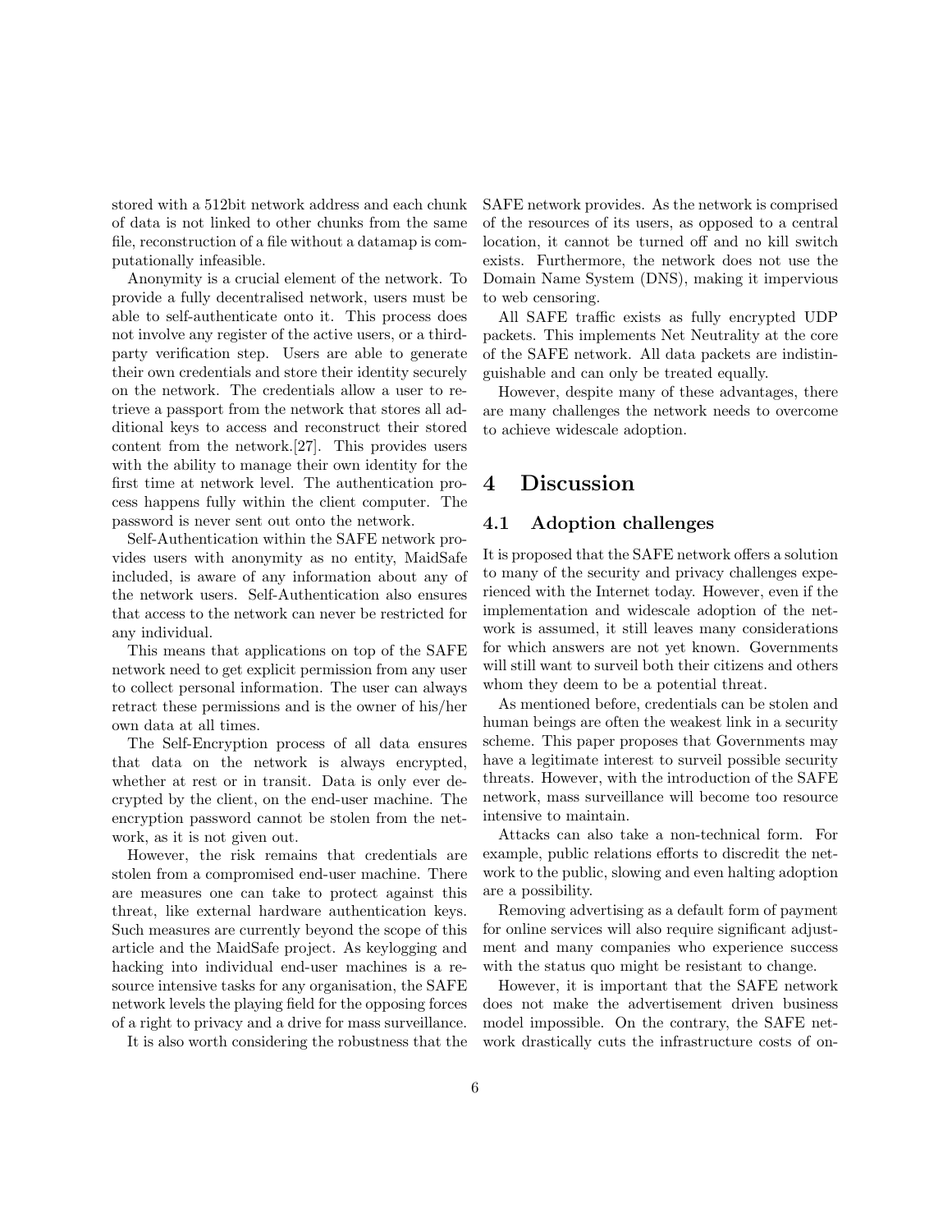stored with a 512bit network address and each chunk of data is not linked to other chunks from the same file, reconstruction of a file without a datamap is computationally infeasible.

Anonymity is a crucial element of the network. To provide a fully decentralised network, users must be able to self-authenticate onto it. This process does not involve any register of the active users, or a third-party verification step. Users are able to generate their own credentials and store their identity securely on the network. The credentials allow a user to retrieve a passport from the network that stores all additional keys to access and reconstruct their stored content from the network.[27]. This provides users with the ability to manage their own identity for the first time at network level. The authentication process happens fully within the client computer. The password is never sent out onto the network.

Self-Authentication within the SAFE network provides users with anonymity as no entity, MaidSafe included, is aware of any information about any of the network users. Self-Authentication also ensures that access to the network can never be restricted for any individual.

This means that applications on top of the SAFE network need to get explicit permission from any user to collect personal information. The user can always retract these permissions and is the owner of his/her own data at all times.

The Self-Encryption process of all data ensures that data on the network is always encrypted, whether at rest or in transit. Data is only ever decrypted by the client, on the end-user machine. The encryption password cannot be stolen from the network, as it is not given out.

However, the risk remains that credentials are stolen from a compromised end-user machine. There are measures one can take to protect against this threat, like external hardware authentication keys. Such measures are currently beyond the scope of this article and the MaidSafe project. As keylogging and hacking into individual end-user machines is a resource intensive tasks for any organisation, the SAFE network levels the playing field for the opposing forces of a right to privacy and a drive for mass surveillance.

It is also worth considering the robustness that the SAFE network provides. As the network is comprised of the resources of its users, as opposed to a central location, it cannot be turned off and no kill switch exists. Furthermore, the network does not use the Domain Name System (DNS), making it impervious to web censoring.

All SAFE traffic exists as fully encrypted UDP packets. This implements Net Neutrality at the core of the SAFE network. All data packets are indistinguishable and can only be treated equally.

However, despite many of these advantages, there are many challenges the network needs to overcome to achieve widescale adoption.

# 4 Discussion

## 4.1 Adoption challenges

It is proposed that the SAFE network offers a solution to many of the security and privacy challenges experienced with the Internet today. However, even if the implementation and widescale adoption of the network is assumed, it still leaves many considerations for which answers are not yet known. Governments will still want to surveil both their citizens and others whom they deem to be a potential threat.

As mentioned before, credentials can be stolen and human beings are often the weakest link in a security scheme. This paper proposes that Governments may have a legitimate interest to surveil possible security threats. However, with the introduction of the SAFE network, mass surveillance will become too resource intensive to maintain.

Attacks can also take a non-technical form. For example, public relations efforts to discredit the network to the public, slowing and even halting adoption are a possibility.

Removing advertising as a default form of payment for online services will also require significant adjustment and many companies who experience success with the status quo might be resistant to change.

However, it is important that the SAFE network does not make the advertisement driven business model impossible. On the contrary, the SAFE network drastically cuts the infrastructure costs of on-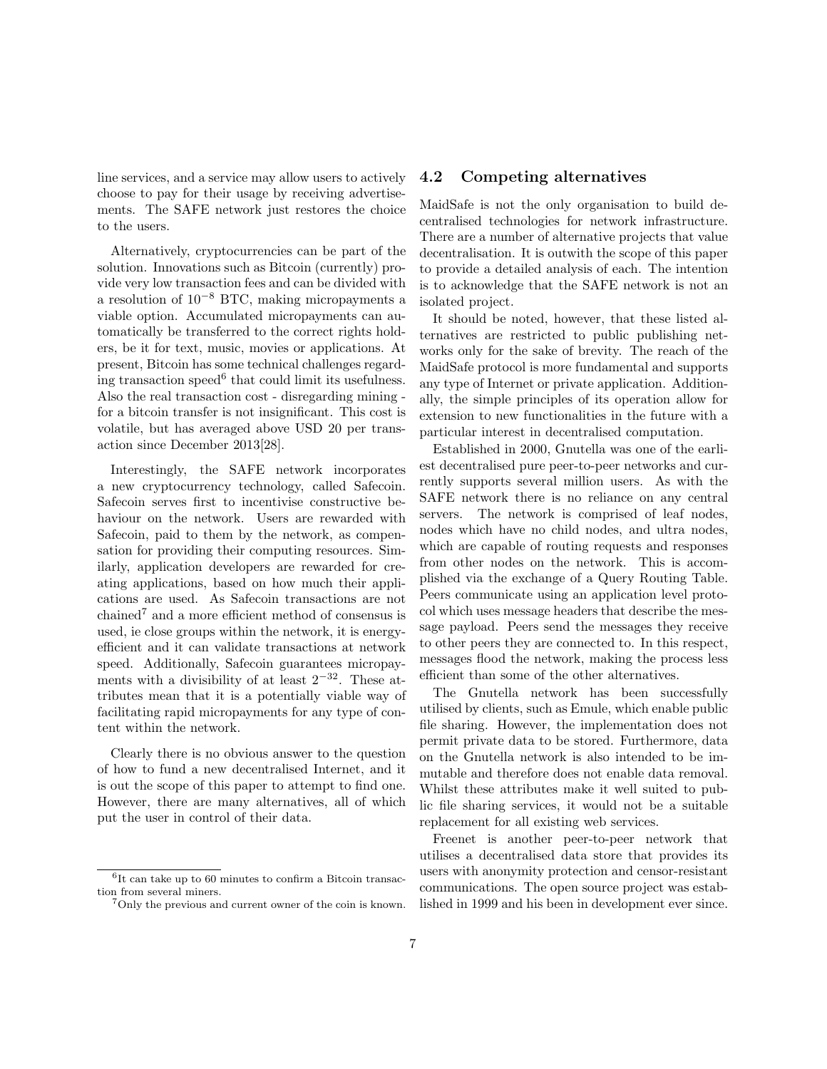line services, and a service may allow users to actively choose to pay for their usage by receiving advertisements. The SAFE network just restores the choice to the users.

Alternatively, cryptocurrencies can be part of the solution. Innovations such as Bitcoin (currently) provide very low transaction fees and can be divided with a resolution of $10^{-8}$ BTC, making micropayments a viable option. Accumulated micropayments can automatically be transferred to the correct rights holders, be it for text, music, movies or applications. At present, Bitcoin has some technical challenges regarding transaction speed[6] that could limit its usefulness. Also the real transaction cost - disregarding mining - for a bitcoin transfer is not insignificant. This cost is volatile, but has averaged above USD 20 per transaction since December 2013[28].

Interestingly, the SAFE network incorporates a new cryptocurrency technology, called Safecoin. Safecoin serves first to incentivise constructive behaviour on the network. Users are rewarded with Safecoin, paid to them by the network, as compensation for providing their computing resources. Similarly, application developers are rewarded for creating applications, based on how much their applications are used. As Safecoin transactions are not chained[7] and a more efficient method of consensus is used, ie close groups within the network, it is energy-efficient and it can validate transactions at network speed. Additionally, Safecoin guarantees micropayments with a divisibility of at least $2^{-32}$. These attributes mean that it is a potentially viable way of facilitating rapid micropayments for any type of content within the network.

Clearly there is no obvious answer to the question of how to fund a new decentralised Internet, and it is out the scope of this paper to attempt to find one. However, there are many alternatives, all of which put the user in control of their data.

[6] It can take up to 60 minutes to confirm a Bitcoin transaction from several miners.

[7] Only the previous and current owner of the coin is known.

## 4.2 Competing alternatives

MaidSafe is not the only organisation to build decentralised technologies for network infrastructure. There are a number of alternative projects that value decentralisation. It is outwith the scope of this paper to provide a detailed analysis of each. The intention is to acknowledge that the SAFE network is not an isolated project.

It should be noted, however, that these listed alternatives are restricted to public publishing networks only for the sake of brevity. The reach of the MaidSafe protocol is more fundamental and supports any type of Internet or private application. Additionally, the simple principles of its operation allow for extension to new functionalities in the future with a particular interest in decentralised computation.

Established in 2000, Gnutella was one of the earliest decentralised pure peer-to-peer networks and currently supports several million users. As with the SAFE network there is no reliance on any central servers. The network is comprised of leaf nodes, nodes which have no child nodes, and ultra nodes, which are capable of routing requests and responses from other nodes on the network. This is accomplished via the exchange of a Query Routing Table. Peers communicate using an application level protocol which uses message headers that describe the message payload. Peers send the messages they receive to other peers they are connected to. In this respect, messages flood the network, making the process less efficient than some of the other alternatives.

The Gnutella network has been successfully utilised by clients, such as Emule, which enable public file sharing. However, the implementation does not permit private data to be stored. Furthermore, data on the Gnutella network is also intended to be immutable and therefore does not enable data removal. Whilst these attributes make it well suited to public file sharing services, it would not be a suitable replacement for all existing web services.

Freenet is another peer-to-peer network that utilises a decentralised data store that provides its users with anonymity protection and censor-resistant communications. The open source project was established in 1999 and his been in development ever since.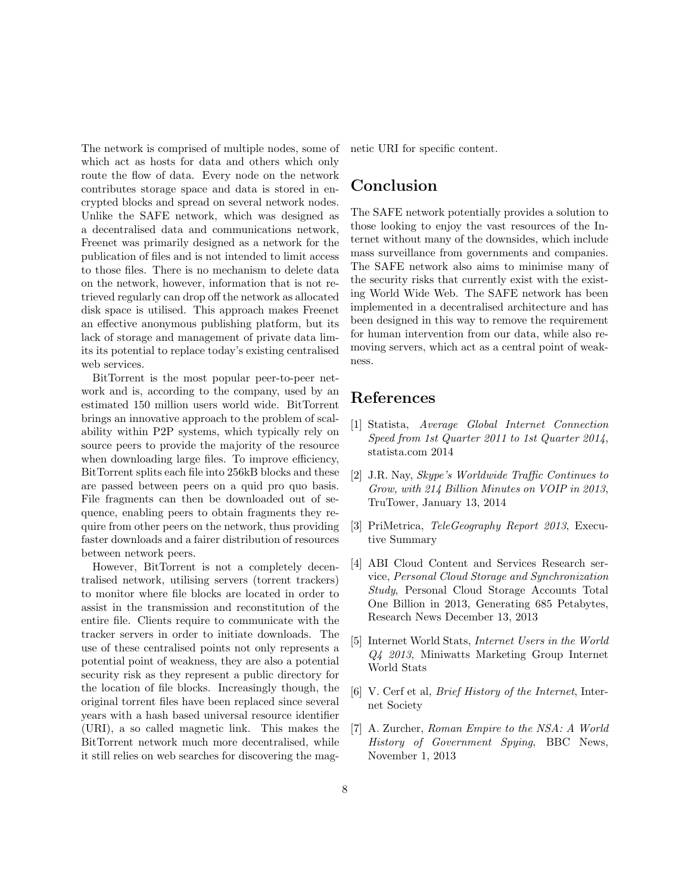The network is comprised of multiple nodes, some of which act as hosts for data and others which only route the flow of data. Every node on the network contributes storage space and data is stored in encrypted blocks and spread on several network nodes. Unlike the SAFE network, which was designed as a decentralised data and communications network, Freenet was primarily designed as a network for the publication of files and is not intended to limit access to those files. There is no mechanism to delete data on the network, however, information that is not retrieved regularly can drop off the network as allocated disk space is utilised. This approach makes Freenet an effective anonymous publishing platform, but its lack of storage and management of private data limits its potential to replace today's existing centralised web services.

BitTorrent is the most popular peer-to-peer network and is, according to the company, used by an estimated 150 million users world wide. BitTorrent brings an innovative approach to the problem of scalability within P2P systems, which typically rely on source peers to provide the majority of the resource when downloading large files. To improve efficiency, BitTorrent splits each file into 256kB blocks and these are passed between peers on a quid pro quo basis. File fragments can then be downloaded out of sequence, enabling peers to obtain fragments they require from other peers on the network, thus providing faster downloads and a fairer distribution of resources between network peers.

However, BitTorrent is not a completely decentralised network, utilising servers (torrent trackers) to monitor where file blocks are located in order to assist in the transmission and reconstitution of the entire file. Clients require to communicate with the tracker servers in order to initiate downloads. The use of these centralised points not only represents a potential point of weakness, they are also a potential security risk as they represent a public directory for the location of file blocks. Increasingly though, the original torrent files have been replaced since several years with a hash based universal resource identifier (URI), a so called magnetic link. This makes the BitTorrent network much more decentralised, while it still relies on web searches for discovering the magnetic URI for specific content.

## Conclusion

The SAFE network potentially provides a solution to those looking to enjoy the vast resources of the Internet without many of the downsides, which include mass surveillance from governments and companies. The SAFE network also aims to minimise many of the security risks that currently exist with the existing World Wide Web. The SAFE network has been implemented in a decentralised architecture and has been designed in this way to remove the requirement for human intervention from our data, while also removing servers, which act as a central point of weakness.

## References

[1] Statista, *Average Global Internet Connection Speed from 1st Quarter 2011 to 1st Quarter 2014*, statista.com 2014

[2] J.R. Nay, *Skype's Worldwide Traffic Continues to Grow, with 214 Billion Minutes on VOIP in 2013*, TruTower, January 13, 2014

[3] PriMetrica, *TeleGeography Report 2013*, Executive Summary

[4] ABI Cloud Content and Services Research service, *Personal Cloud Storage and Synchronization Study*, Personal Cloud Storage Accounts Total One Billion in 2013, Generating 685 Petabytes, Research News December 13, 2013

[5] Internet World Stats, *Internet Users in the World Q4 2013*, Miniwatts Marketing Group Internet World Stats

[6] V. Cerf et al, *Brief History of the Internet*, Internet Society

[7] A. Zurcher, *Roman Empire to the NSA: A World History of Government Spying*, BBC News, November 1, 2013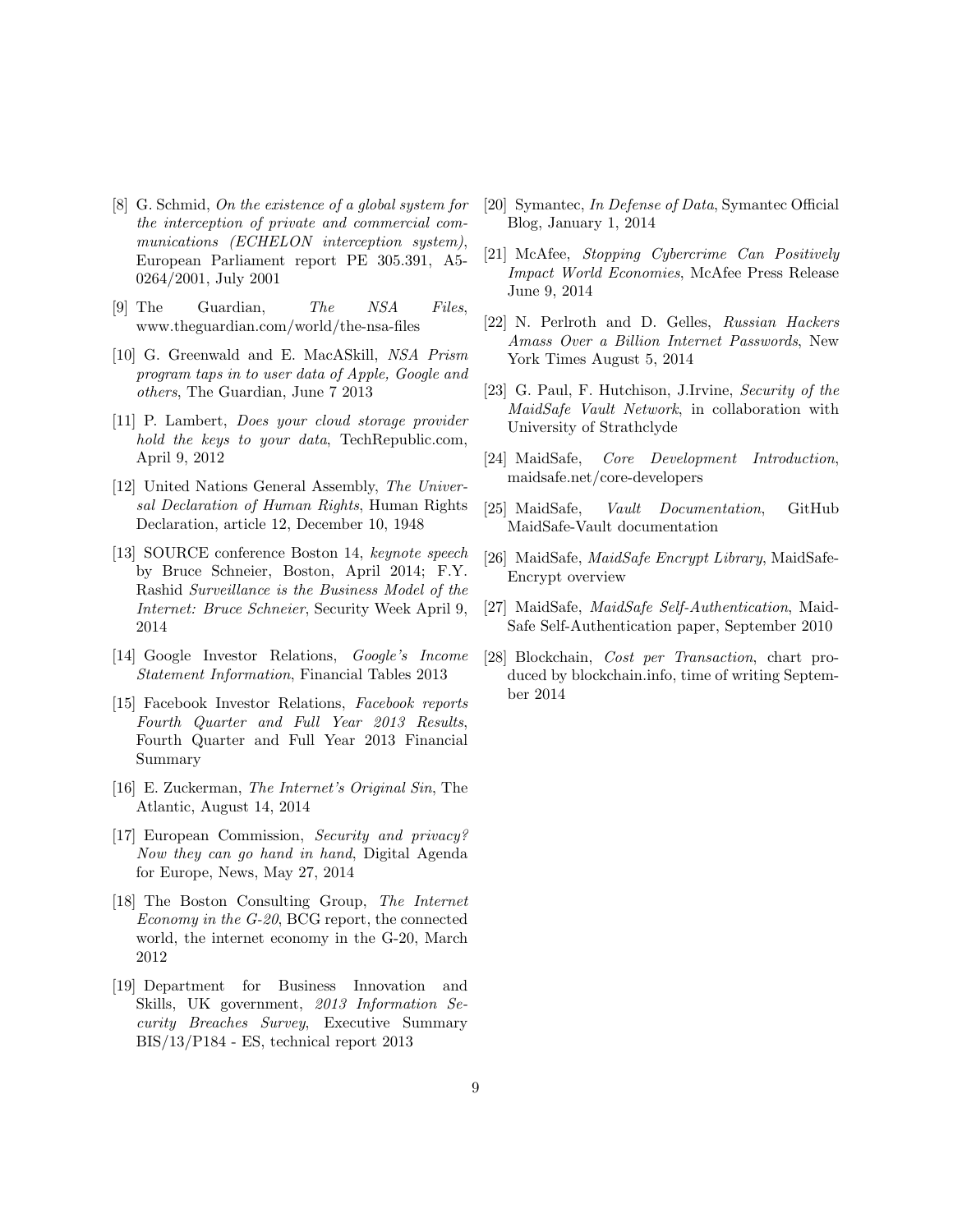[8] G. Schmid, *On the existence of a global system for the interception of private and commercial communications (ECHELON interception system)*, European Parliament report PE 305.391, A5-0264/2001, July 2001

[9] The Guardian, *The NSA Files*, www.theguardian.com/world/the-nsa-files

[10] G. Greenwald and E. MacASkill, *NSA Prism program taps in to user data of Apple, Google and others*, The Guardian, June 7 2013

[11] P. Lambert, *Does your cloud storage provider hold the keys to your data*, TechRepublic.com, April 9, 2012

[12] United Nations General Assembly, *The Universal Declaration of Human Rights*, Human Rights Declaration, article 12, December 10, 1948

[13] SOURCE conference Boston 14, *keynote speech* by Bruce Schneier, Boston, April 2014; F.Y. Rashid *Surveillance is the Business Model of the Internet: Bruce Schneier*, Security Week April 9, 2014

[14] Google Investor Relations, *Google's Income Statement Information*, Financial Tables 2013

[15] Facebook Investor Relations, *Facebook reports Fourth Quarter and Full Year 2013 Results*, Fourth Quarter and Full Year 2013 Financial Summary

[16] E. Zuckerman, *The Internet's Original Sin*, The Atlantic, August 14, 2014

[17] European Commission, *Security and privacy? Now they can go hand in hand*, Digital Agenda for Europe, News, May 27, 2014

[18] The Boston Consulting Group, *The Internet Economy in the G-20*, BCG report, the connected world, the internet economy in the G-20, March 2012

[19] Department for Business Innovation and Skills, UK government, *2013 Information Security Breaches Survey*, Executive Summary BIS/13/P184 - ES, technical report 2013

[20] Symantec, *In Defense of Data*, Symantec Official Blog, January 1, 2014

[21] McAfee, *Stopping Cybercrime Can Positively Impact World Economies*, McAfee Press Release June 9, 2014

[22] N. Perlroth and D. Gelles, *Russian Hackers Amass Over a Billion Internet Passwords*, New York Times August 5, 2014

[23] G. Paul, F. Hutchison, J.Irvine, *Security of the MaidSafe Vault Network*, in collaboration with University of Strathclyde

[24] MaidSafe, *Core Development Introduction*, maidsafe.net/core-developers

[25] MaidSafe, *Vault Documentation*, GitHub MaidSafe-Vault documentation

[26] MaidSafe, *MaidSafe Encrypt Library*, MaidSafe-Encrypt overview

[27] MaidSafe, *MaidSafe Self-Authentication*, MaidSafe Self-Authentication paper, September 2010

[28] Blockchain, *Cost per Transaction*, chart produced by blockchain.info, time of writing September 2014